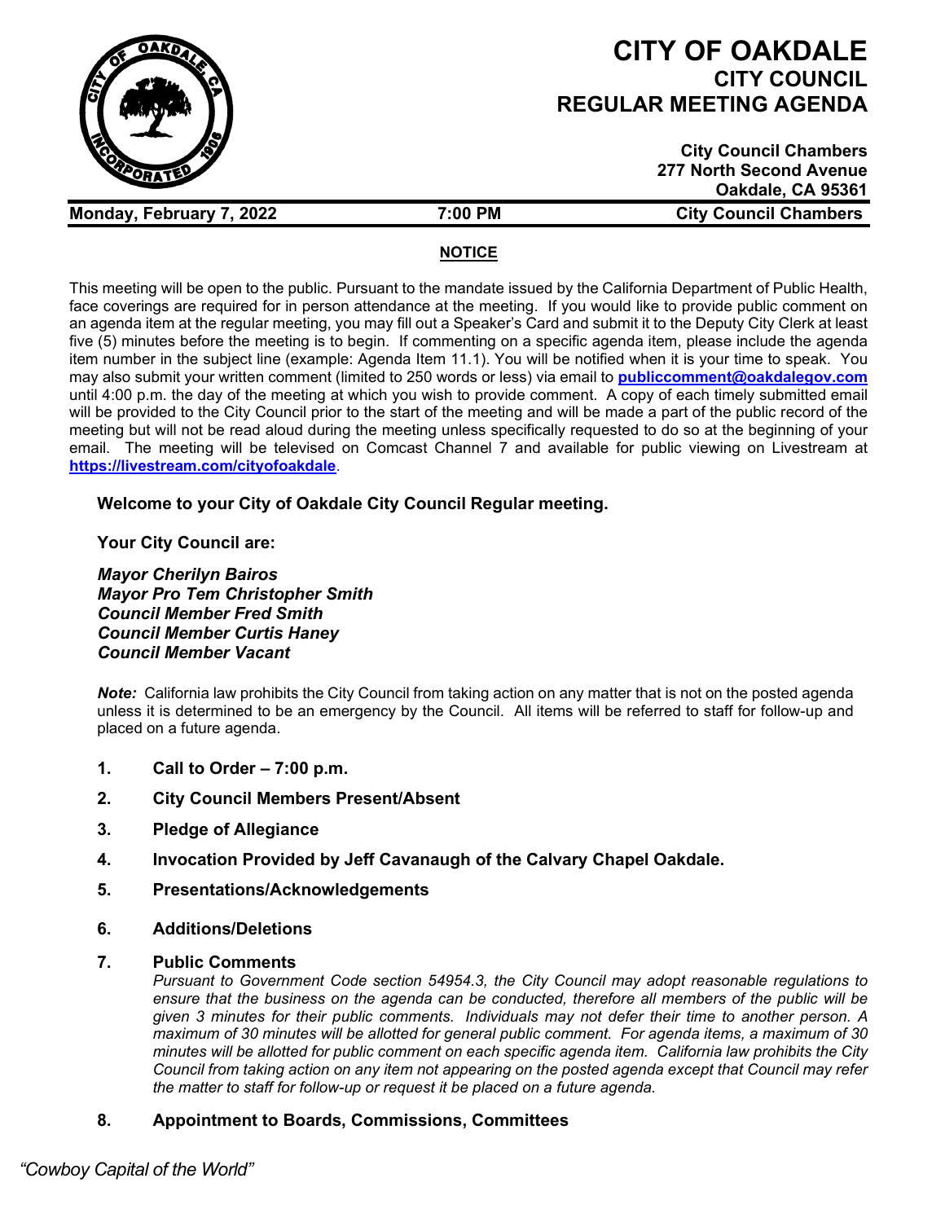# CITY OF OAKDALE
## CITY COUNCIL
## REGULAR MEETING AGENDA

**City Council Chambers**
**277 North Second Avenue**
**Oakdale, CA 95361**

**Monday, February 7, 2022** | **7:00 PM** | **City Council Chambers**

**NOTICE**

This meeting will be open to the public. Pursuant to the mandate issued by the California Department of Public Health, face coverings are required for in person attendance at the meeting. If you would like to provide public comment on an agenda item at the regular meeting, you may fill out a Speaker's Card and submit it to the Deputy City Clerk at least five (5) minutes before the meeting is to begin. If commenting on a specific agenda item, please include the agenda item number in the subject line (example: Agenda Item 11.1). You will be notified when it is your time to speak. You may also submit your written comment (limited to 250 words or less) via email to **publiccomment@oakdalegov.com** until 4:00 p.m. the day of the meeting at which you wish to provide comment. A copy of each timely submitted email will be provided to the City Council prior to the start of the meeting and will be made a part of the public record of the meeting but will not be read aloud during the meeting unless specifically requested to do so at the beginning of your email. The meeting will be televised on Comcast Channel 7 and available for public viewing on Livestream at **https://livestream.com/cityofoakdale**.

**Welcome to your City of Oakdale City Council Regular meeting.**

**Your City Council are:**

***Mayor Cherilyn Bairos***
***Mayor Pro Tem Christopher Smith***
***Council Member Fred Smith***
***Council Member Curtis Haney***
***Council Member Vacant***

***Note:*** California law prohibits the City Council from taking action on any matter that is not on the posted agenda unless it is determined to be an emergency by the Council. All items will be referred to staff for follow-up and placed on a future agenda.

1. **Call to Order – 7:00 p.m.**
2. **City Council Members Present/Absent**
3. **Pledge of Allegiance**
4. **Invocation Provided by Jeff Cavanaugh of the Calvary Chapel Oakdale.**
5. **Presentations/Acknowledgements**
6. **Additions/Deletions**
7. **Public Comments**

   *Pursuant to Government Code section 54954.3, the City Council may adopt reasonable regulations to ensure that the business on the agenda can be conducted, therefore all members of the public will be given 3 minutes for their public comments. Individuals may not defer their time to another person. A maximum of 30 minutes will be allotted for general public comment. For agenda items, a maximum of 30 minutes will be allotted for public comment on each specific agenda item. California law prohibits the City Council from taking action on any item not appearing on the posted agenda except that Council may refer the matter to staff for follow-up or request it be placed on a future agenda.*

8. **Appointment to Boards, Commissions, Committees**

*"Cowboy Capital of the World"*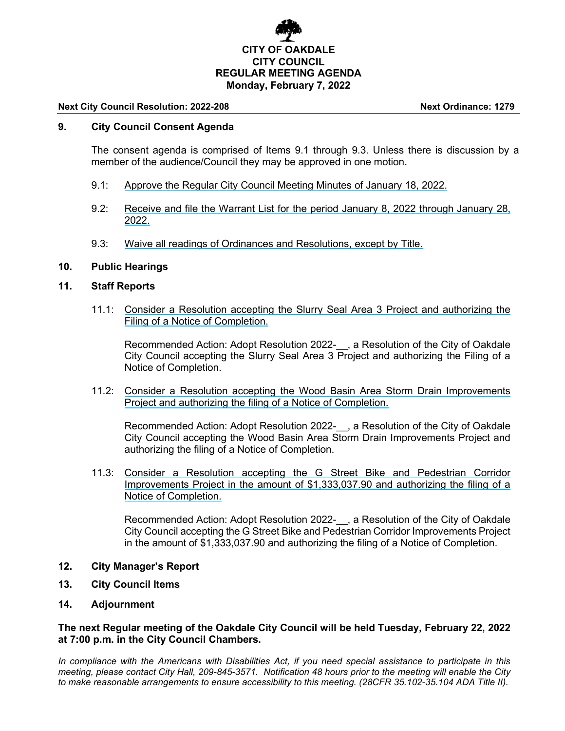**CITY OF OAKDALE**
**CITY COUNCIL**
**REGULAR MEETING AGENDA**
**Monday, February 7, 2022**

**Next City Council Resolution: 2022-208** | **Next Ordinance: 1279**

## 9. City Council Consent Agenda

The consent agenda is comprised of Items 9.1 through 9.3. Unless there is discussion by a member of the audience/Council they may be approved in one motion.

9.1: Approve the Regular City Council Meeting Minutes of January 18, 2022.

9.2: Receive and file the Warrant List for the period January 8, 2022 through January 28, 2022.

9.3: Waive all readings of Ordinances and Resolutions, except by Title.

## 10. Public Hearings

## 11. Staff Reports

11.1: Consider a Resolution accepting the Slurry Seal Area 3 Project and authorizing the Filing of a Notice of Completion.

Recommended Action: Adopt Resolution 2022-__, a Resolution of the City of Oakdale City Council accepting the Slurry Seal Area 3 Project and authorizing the Filing of a Notice of Completion.

11.2: Consider a Resolution accepting the Wood Basin Area Storm Drain Improvements Project and authorizing the filing of a Notice of Completion.

Recommended Action: Adopt Resolution 2022-__, a Resolution of the City of Oakdale City Council accepting the Wood Basin Area Storm Drain Improvements Project and authorizing the filing of a Notice of Completion.

11.3: Consider a Resolution accepting the G Street Bike and Pedestrian Corridor Improvements Project in the amount of $1,333,037.90 and authorizing the filing of a Notice of Completion.

Recommended Action: Adopt Resolution 2022-__, a Resolution of the City of Oakdale City Council accepting the G Street Bike and Pedestrian Corridor Improvements Project in the amount of $1,333,037.90 and authorizing the filing of a Notice of Completion.

## 12. City Manager's Report

## 13. City Council Items

## 14. Adjournment

**The next Regular meeting of the Oakdale City Council will be held Tuesday, February 22, 2022 at 7:00 p.m. in the City Council Chambers.**

*In compliance with the Americans with Disabilities Act, if you need special assistance to participate in this meeting, please contact City Hall, 209-845-3571. Notification 48 hours prior to the meeting will enable the City to make reasonable arrangements to ensure accessibility to this meeting. (28CFR 35.102-35.104 ADA Title II).*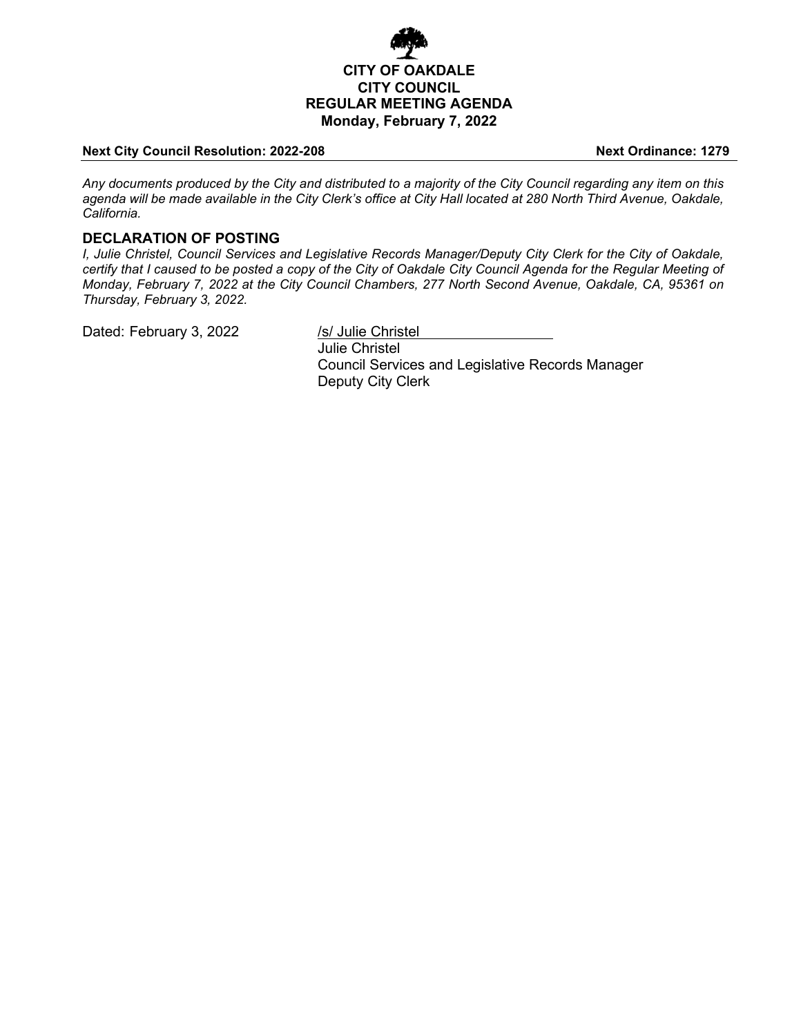**CITY OF OAKDALE**
**CITY COUNCIL**
**REGULAR MEETING AGENDA**
**Monday, February 7, 2022**

**Next City Council Resolution: 2022-208** **Next Ordinance: 1279**

*Any documents produced by the City and distributed to a majority of the City Council regarding any item on this agenda will be made available in the City Clerk's office at City Hall located at 280 North Third Avenue, Oakdale, California.*

## DECLARATION OF POSTING

*I, Julie Christel, Council Services and Legislative Records Manager/Deputy City Clerk for the City of Oakdale, certify that I caused to be posted a copy of the City of Oakdale City Council Agenda for the Regular Meeting of Monday, February 7, 2022 at the City Council Chambers, 277 North Second Avenue, Oakdale, CA, 95361 on Thursday, February 3, 2022.*

Dated: February 3, 2022

/s/ Julie Christel
Julie Christel
Council Services and Legislative Records Manager
Deputy City Clerk